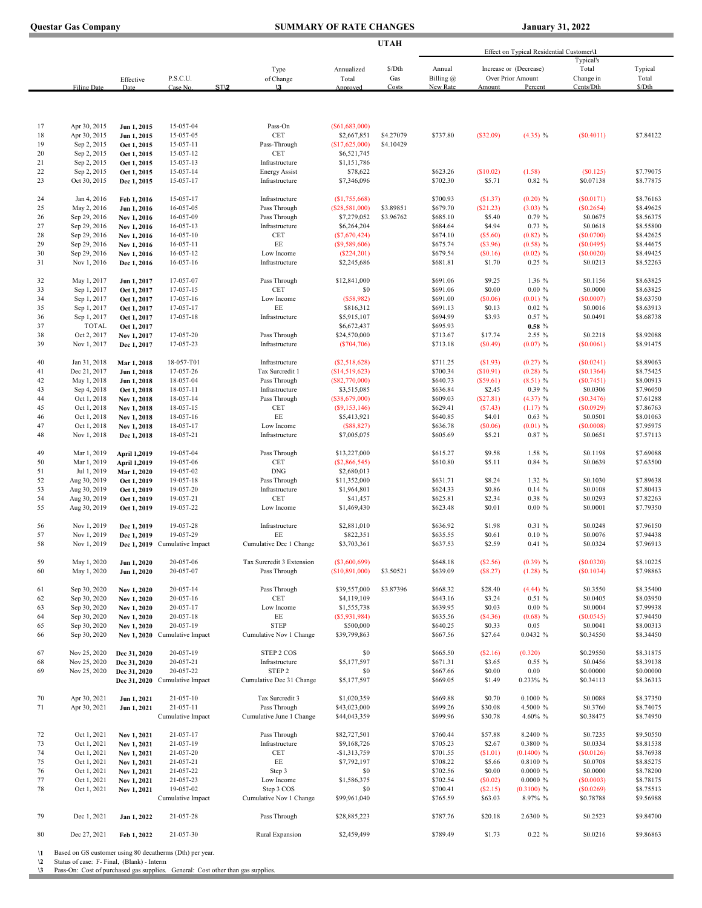**Questar Gas Company** | **SUMMARY OF RATE CHANGES** | **January 31, 2022**

**UTAH**

| | Filing Date | Effective Date | P.S.C.U. Case No. | ST\2 | Type of Change \3 | Annualized Total Approved | $/Dth Gas Costs | Effect on Typical Residential Customer\1 Annual Billing @ New Rate | Increase or (Decrease) Over Prior Amount | Percent | Typical's Total Change in Cents/Dth | Typical Total $/Dth |
|---|---|---|---|---|---|---|---|---|---|---|---|---|
| 17 | Apr 30, 2015 | **Jun 1, 2015** | 15-057-04 | | Pass-On | ($61,683,000) | | | | | | |
| 18 | Apr 30, 2015 | **Jun 1, 2015** | 15-057-05 | | CET | $2,667,851 | $4.27079 | $737.80 | ($32.09) | (4.35) % | ($0.4011) | $7.84122 |
| 19 | Sep 2, 2015 | **Oct 1, 2015** | 15-057-11 | | Pass-Through | ($17,625,000) | $4.10429 | | | | | |
| 20 | Sep 2, 2015 | **Oct 1, 2015** | 15-057-12 | | CET | $6,521,745 | | | | | | |
| 21 | Sep 2, 2015 | **Oct 1, 2015** | 15-057-13 | | Infrastructure | $1,151,786 | | | | | | |
| 22 | Sep 2, 2015 | **Oct 1, 2015** | 15-057-14 | | Energy Assist | $78,622 | | $623.26 | ($10.02) | (1.58) | ($0.125) | $7.79075 |
| 23 | Oct 30, 2015 | **Dec 1, 2015** | 15-057-17 | | Infrastructure | $7,346,096 | | $702.30 | $5.71 | 0.82 % | $0.07138 | $8.77875 |
| 24 | Jan 4, 2016 | **Feb 1, 2016** | 15-057-17 | | Infrastructure | ($1,755,668) | | $700.93 | ($1.37) | (0.20) % | ($0.0171) | $8.76163 |
| 25 | May 2, 2016 | **Jun 1, 2016** | 16-057-05 | | Pass Through | ($28,581,000) | $3.89851 | $679.70 | ($21.23) | (3.03) % | ($0.2654) | $8.49625 |
| 26 | Sep 29, 2016 | **Nov 1, 2016** | 16-057-09 | | Pass Through | $7,279,052 | $3.96762 | $685.10 | $5.40 | 0.79 % | $0.0675 | $8.56375 |
| 27 | Sep 29, 2016 | **Nov 1, 2016** | 16-057-13 | | Infrastructure | $6,264,204 | | $684.64 | $4.94 | 0.73 % | $0.0618 | $8.55800 |
| 28 | Sep 29, 2016 | **Nov 1, 2016** | 16-057-10 | | CET | ($7,670,424) | | $674.10 | ($5.60) | (0.82) % | ($0.0700) | $8.42625 |
| 29 | Sep 29, 2016 | **Nov 1, 2016** | 16-057-11 | | EE | ($9,589,606) | | $675.74 | ($3.96) | (0.58) % | ($0.0495) | $8.44675 |
| 30 | Sep 29, 2016 | **Nov 1, 2016** | 16-057-12 | | Low Income | ($224,201) | | $679.54 | ($0.16) | (0.02) % | ($0.0020) | $8.49425 |
| 31 | Nov 1, 2016 | **Dec 1, 2016** | 16-057-16 | | Infrastructure | $2,245,686 | | $681.81 | $1.70 | 0.25 % | $0.0213 | $8.52263 |
| 32 | May 1, 2017 | **Jun 1, 2017** | 17-057-07 | | Pass Through | $12,841,000 | | $691.06 | $9.25 | 1.36 % | $0.1156 | $8.63825 |
| 33 | Sep 1, 2017 | **Oct 1, 2017** | 17-057-15 | | CET | $0 | | $691.06 | $0.00 | 0.00 % | $0.0000 | $8.63825 |
| 34 | Sep 1, 2017 | **Oct 1, 2017** | 17-057-16 | | Low Income | ($58,982) | | $691.00 | ($0.06) | (0.01) % | ($0.0007) | $8.63750 |
| 35 | Sep 1, 2017 | **Oct 1, 2017** | 17-057-17 | | EE | $816,312 | | $691.13 | $0.13 | 0.02 % | $0.0016 | $8.63913 |
| 36 | Sep 1, 2017 | **Oct 1, 2017** | 17-057-18 | | Infrastructure | $5,915,107 | | $694.99 | $3.93 | 0.57 % | $0.0491 | $8.68738 |
| 37 | TOTAL | **Oct 1, 2017** | | | | $6,672,437 | | $695.93 | | **0.58** % | | |
| 38 | Oct 2, 2017 | **Nov 1, 2017** | 17-057-20 | | Pass Through | $24,570,000 | | $713.67 | $17.74 | 2.55 % | $0.2218 | $8.92088 |
| 39 | Nov 1, 2017 | **Dec 1, 2017** | 17-057-23 | | Infrastructure | ($704,706) | | $713.18 | ($0.49) | (0.07) % | ($0.0061) | $8.91475 |
| 40 | Jan 31, 2018 | **Mar 1, 2018** | 18-057-T01 | | Infrastructure | ($2,518,628) | | $711.25 | ($1.93) | (0.27) % | ($0.0241) | $8.89063 |
| 41 | Dec 21, 2017 | **Jun 1, 2018** | 17-057-26 | | Tax Surcredit 1 | ($14,519,623) | | $700.34 | ($10.91) | (0.28) % | ($0.1364) | $8.75425 |
| 42 | May 1, 2018 | **Jun 1, 2018** | 18-057-04 | | Pass Through | ($82,770,000) | | $640.73 | ($59.61) | (8.51) % | ($0.7451) | $8.00913 |
| 43 | Sep 4, 2018 | **Oct 1, 2018** | 18-057-11 | | Infrastructure | $3,515,085 | | $636.84 | $2.45 | 0.39 % | $0.0306 | $7.96050 |
| 44 | Oct 1, 2018 | **Nov 1, 2018** | 18-057-14 | | Pass Through | ($38,679,000) | | $609.03 | ($27.81) | (4.37) % | ($0.3476) | $7.61288 |
| 45 | Oct 1, 2018 | **Nov 1, 2018** | 18-057-15 | | CET | ($9,153,146) | | $629.41 | ($7.43) | (1.17) % | ($0.0929) | $7.86763 |
| 46 | Oct 1, 2018 | **Nov 1, 2018** | 18-057-16 | | EE | $5,413,921 | | $640.85 | $4.01 | 0.63 % | $0.0501 | $8.01063 |
| 47 | Oct 1, 2018 | **Nov 1, 2018** | 18-057-17 | | Low Income | ($88,827) | | $636.78 | ($0.06) | (0.01) % | ($0.0008) | $7.95975 |
| 48 | Nov 1, 2018 | **Dec 1, 2018** | 18-057-21 | | Infrastructure | $7,005,075 | | $605.69 | $5.21 | 0.87 % | $0.0651 | $7.57113 |
| 49 | Mar 1, 2019 | **April 1,2019** | 19-057-04 | | Pass Through | $13,227,000 | | $615.27 | $9.58 | 1.58 % | $0.1198 | $7.69088 |
| 50 | Mar 1, 2019 | **April 1,2019** | 19-057-06 | | CET | ($2,866,545) | | $610.80 | $5.11 | 0.84 % | $0.0639 | $7.63500 |
| 51 | Jul 1, 2019 | **Mar 1, 2020** | 19-057-02 | | DNG | $2,680,013 | | | | | | |
| 52 | Aug 30, 2019 | **Oct 1, 2019** | 19-057-18 | | Pass Through | $11,352,000 | | $631.71 | $8.24 | 1.32 % | $0.1030 | $7.89638 |
| 53 | Aug 30, 2019 | **Oct 1, 2019** | 19-057-20 | | Infrastructure | $1,964,801 | | $624.33 | $0.86 | 0.14 % | $0.0108 | $7.80413 |
| 54 | Aug 30, 2019 | **Oct 1, 2019** | 19-057-21 | | CET | $41,457 | | $625.81 | $2.34 | 0.38 % | $0.0293 | $7.82263 |
| 55 | Aug 30, 2019 | **Oct 1, 2019** | 19-057-22 | | Low Income | $1,469,430 | | $623.48 | $0.01 | 0.00 % | $0.0001 | $7.79350 |
| 56 | Nov 1, 2019 | **Dec 1, 2019** | 19-057-28 | | Infrastructure | $2,881,010 | | $636.92 | $1.98 | 0.31 % | $0.0248 | $7.96150 |
| 57 | Nov 1, 2019 | **Dec 1, 2019** | 19-057-29 | | EE | $822,351 | | $635.55 | $0.61 | 0.10 % | $0.0076 | $7.94438 |
| 58 | Nov 1, 2019 | **Dec 1, 2019** | Cumulative Impact | | Cumulative Dec 1 Change | $3,703,361 | | $637.53 | $2.59 | 0.41 % | $0.0324 | $7.96913 |
| 59 | May 1, 2020 | **Jun 1, 2020** | 20-057-06 | | Tax Surcredit 3 Extension | ($3,600,699) | | $648.18 | ($2.56) | (0.39) % | ($0.0320) | $8.10225 |
| 60 | May 1, 2020 | **Jun 1, 2020** | 20-057-07 | | Pass Through | ($10,891,000) | $3.50521 | $639.09 | ($8.27) | (1.28) % | ($0.1034) | $7.98863 |
| 61 | Sep 30, 2020 | **Nov 1, 2020** | 20-057-14 | | Pass Through | $39,557,000 | $3.87396 | $668.32 | $28.40 | (4.44) % | $0.3550 | $8.35400 |
| 62 | Sep 30, 2020 | **Nov 1, 2020** | 20-057-16 | | CET | $4,119,109 | | $643.16 | $3.24 | 0.51 % | $0.0405 | $8.03950 |
| 63 | Sep 30, 2020 | **Nov 1, 2020** | 20-057-17 | | Low Income | $1,555,738 | | $639.95 | $0.03 | 0.00 % | $0.0004 | $7.99938 |
| 64 | Sep 30, 2020 | **Nov 1, 2020** | 20-057-18 | | EE | ($5,931,984) | | $635.56 | ($4.36) | (0.68) % | ($0.0545) | $7.94450 |
| 65 | Sep 30, 2020 | **Nov 1, 2020** | 20-057-19 | | STEP | $500,000 | | $640.25 | $0.33 | 0.05 | $0.0041 | $8.00313 |
| 66 | Sep 30, 2020 | **Nov 1, 2020** | Cumulative Impact | | Cumulative Nov 1 Change | $39,799,863 | | $667.56 | $27.64 | 0.0432 % | $0.34550 | $8.34450 |
| 67 | Nov 25, 2020 | **Dec 31, 2020** | 20-057-19 | | STEP 2 COS | $0 | | $665.50 | ($2.16) | (0.320) | $0.29550 | $8.31875 |
| 68 | Nov 25, 2020 | **Dec 31, 2020** | 20-057-21 | | Infrastructure | $5,177,597 | | $671.31 | $3.65 | 0.55 % | $0.0456 | $8.39138 |
| 69 | Nov 25, 2020 | **Dec 31, 2020** | 20-057-22 | | STEP 2 | $0 | | $667.66 | $0.00 | 0.00 | $0.00000 | $0.00000 |
| | | **Dec 31, 2020** | Cumulative Impact | | Cumulative Dec 31 Change | $5,177,597 | | $669.05 | $1.49 | 0.233% % | $0.34113 | $8.36313 |
| 70 | Apr 30, 2021 | **Jun 1, 2021** | 21-057-10 | | Tax Surcredit 3 | $1,020,359 | | $669.88 | $0.70 | 0.1000 % | $0.0088 | $8.37350 |
| 71 | Apr 30, 2021 | **Jun 1, 2021** | 21-057-11 | | Pass Through | $43,023,000 | | $699.26 | $30.08 | 4.5000 % | $0.3760 | $8.74075 |
| | | | Cumulative Impact | | Cumulative June 1 Change | $44,043,359 | | $699.96 | $30.78 | 4.60% % | $0.38475 | $8.74950 |
| 72 | Oct 1, 2021 | **Nov 1, 2021** | 21-057-17 | | Pass Through | $82,727,501 | | $760.44 | $57.88 | 8.2400 % | $0.7235 | $9.50550 |
| 73 | Oct 1, 2021 | **Nov 1, 2021** | 21-057-19 | | Infrastructure | $9,168,726 | | $705.23 | $2.67 | 0.3800 % | $0.0334 | $8.81538 |
| 74 | Oct 1, 2021 | **Nov 1, 2021** | 21-057-20 | | CET | -$1,313,759 | | $701.55 | ($1.01) | (0.1400) % | ($0.0126) | $8.76938 |
| 75 | Oct 1, 2021 | **Nov 1, 2021** | 21-057-21 | | EE | $7,792,197 | | $708.22 | $5.66 | 0.8100 % | $0.0708 | $8.85275 |
| 76 | Oct 1, 2021 | **Nov 1, 2021** | 21-057-22 | | Step 3 | $0 | | $702.56 | $0.00 | 0.0000 % | $0.0000 | $8.78200 |
| 77 | Oct 1, 2021 | **Nov 1, 2021** | 21-057-23 | | Low Income | $1,586,375 | | $702.54 | ($0.02) | 0.0000 % | ($0.0003) | $8.78175 |
| 78 | Oct 1, 2021 | **Nov 1, 2021** | 19-057-02 | | Step 3 COS | $0 | | $700.41 | ($2.15) | (0.3100) % | ($0.0269) | $8.75513 |
| | | | Cumulative Impact | | Cumulative Nov 1 Change | $99,961,040 | | $765.59 | $63.03 | 8.97% % | $0.78788 | $9.56988 |
| 79 | Dec 1, 2021 | **Jan 1, 2022** | 21-057-28 | | Pass Through | $28,885,223 | | $787.76 | $20.18 | 2.6300 % | $0.2523 | $9.84700 |
| 80 | Dec 27, 2021 | **Feb 1, 2022** | 21-057-30 | | Rural Expansion | $2,459,499 | | $789.49 | $1.73 | 0.22 % | $0.0216 | $9.86863 |

\1 Based on GS customer using 80 decatherms (Dth) per year.
\2 Status of case: F- Final, (Blank) - Interm
\3 Pass-On: Cost of purchased gas supplies. General: Cost other than gas supplies.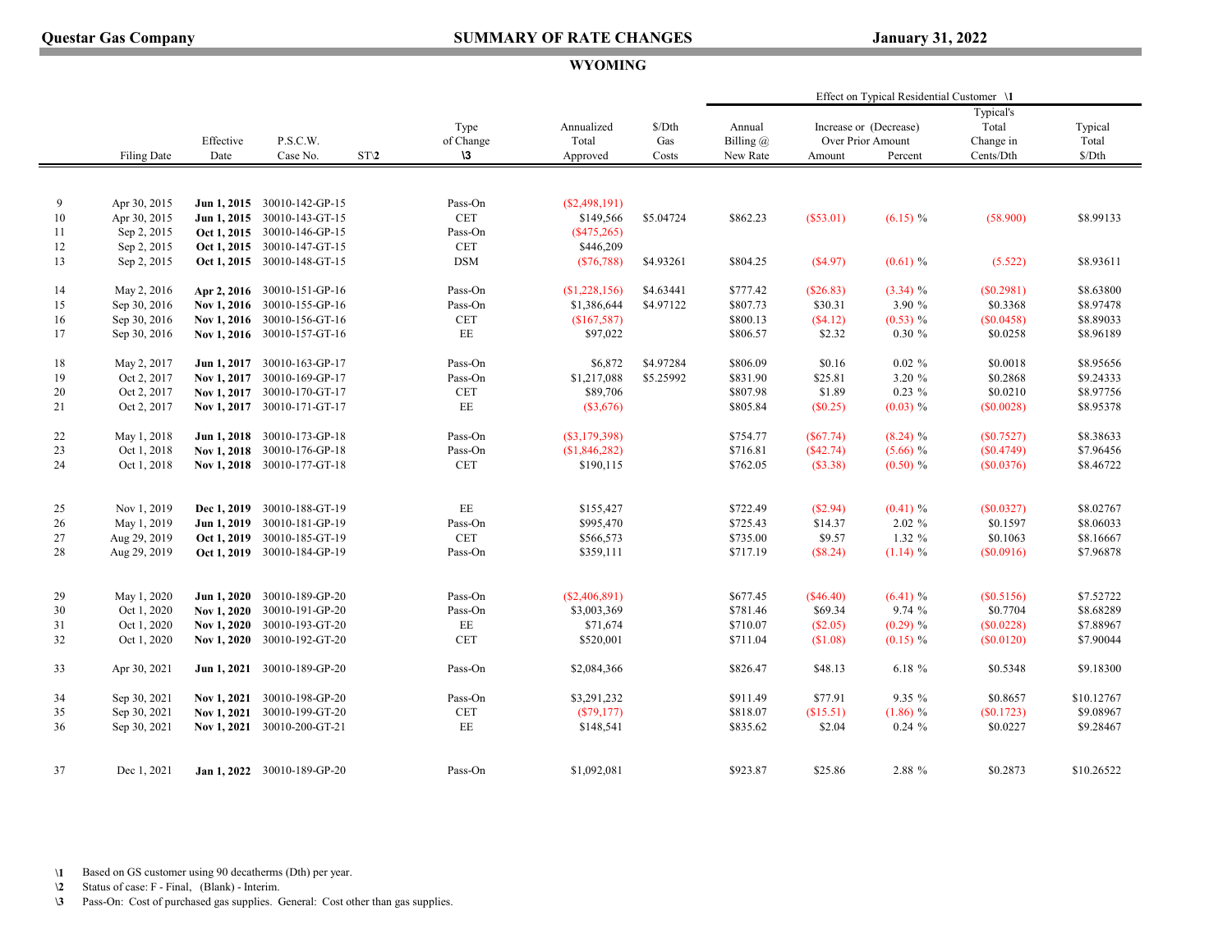**Questar Gas Company** | **SUMMARY OF RATE CHANGES** | **January 31, 2022**

## WYOMING

| | Filing Date | Effective Date | P.S.C.W. Case No. | ST\2 | Type of Change \3 | Annualized Total Approved | $/Dth Gas Costs | Effect on Typical Residential Customer \1 Annual Billing @ New Rate | Increase or (Decrease) Over Prior Amount Amount | Percent | Typical's Total Change in Cents/Dth | Typical Total $/Dth |
|---|---|---|---|---|---|---|---|---|---|---|---|---|
| 9 | Apr 30, 2015 | **Jun 1, 2015** | 30010-142-GP-15 | | Pass-On | ($2,498,191) | | | | | | |
| 10 | Apr 30, 2015 | **Jun 1, 2015** | 30010-143-GT-15 | | CET | $149,566 | $5.04724 | $862.23 | ($53.01) | (6.15) % | (58.900) | $8.99133 |
| 11 | Sep 2, 2015 | **Oct 1, 2015** | 30010-146-GP-15 | | Pass-On | ($475,265) | | | | | | |
| 12 | Sep 2, 2015 | **Oct 1, 2015** | 30010-147-GT-15 | | CET | $446,209 | | | | | | |
| 13 | Sep 2, 2015 | **Oct 1, 2015** | 30010-148-GT-15 | | DSM | ($76,788) | $4.93261 | $804.25 | ($4.97) | (0.61) % | (5.522) | $8.93611 |
| 14 | May 2, 2016 | **Apr 2, 2016** | 30010-151-GP-16 | | Pass-On | ($1,228,156) | $4.63441 | $777.42 | ($26.83) | (3.34) % | ($0.2981) | $8.63800 |
| 15 | Sep 30, 2016 | **Nov 1, 2016** | 30010-155-GP-16 | | Pass-On | $1,386,644 | $4.97122 | $807.73 | $30.31 | 3.90 % | $0.3368 | $8.97478 |
| 16 | Sep 30, 2016 | **Nov 1, 2016** | 30010-156-GT-16 | | CET | ($167,587) | | $800.13 | ($4.12) | (0.53) % | ($0.0458) | $8.89033 |
| 17 | Sep 30, 2016 | **Nov 1, 2016** | 30010-157-GT-16 | | EE | $97,022 | | $806.57 | $2.32 | 0.30 % | $0.0258 | $8.96189 |
| 18 | May 2, 2017 | **Jun 1, 2017** | 30010-163-GP-17 | | Pass-On | $6,872 | $4.97284 | $806.09 | $0.16 | 0.02 % | $0.0018 | $8.95656 |
| 19 | Oct 2, 2017 | **Nov 1, 2017** | 30010-169-GP-17 | | Pass-On | $1,217,088 | $5.25992 | $831.90 | $25.81 | 3.20 % | $0.2868 | $9.24333 |
| 20 | Oct 2, 2017 | **Nov 1, 2017** | 30010-170-GT-17 | | CET | $89,706 | | $807.98 | $1.89 | 0.23 % | $0.0210 | $8.97756 |
| 21 | Oct 2, 2017 | **Nov 1, 2017** | 30010-171-GT-17 | | EE | ($3,676) | | $805.84 | ($0.25) | (0.03) % | ($0.0028) | $8.95378 |
| 22 | May 1, 2018 | **Jun 1, 2018** | 30010-173-GP-18 | | Pass-On | ($3,179,398) | | $754.77 | ($67.74) | (8.24) % | ($0.7527) | $8.38633 |
| 23 | Oct 1, 2018 | **Nov 1, 2018** | 30010-176-GP-18 | | Pass-On | ($1,846,282) | | $716.81 | ($42.74) | (5.66) % | ($0.4749) | $7.96456 |
| 24 | Oct 1, 2018 | **Nov 1, 2018** | 30010-177-GT-18 | | CET | $190,115 | | $762.05 | ($3.38) | (0.50) % | ($0.0376) | $8.46722 |
| 25 | Nov 1, 2019 | **Dec 1, 2019** | 30010-188-GT-19 | | EE | $155,427 | | $722.49 | ($2.94) | (0.41) % | ($0.0327) | $8.02767 |
| 26 | May 1, 2019 | **Jun 1, 2019** | 30010-181-GP-19 | | Pass-On | $995,470 | | $725.43 | $14.37 | 2.02 % | $0.1597 | $8.06033 |
| 27 | Aug 29, 2019 | **Oct 1, 2019** | 30010-185-GT-19 | | CET | $566,573 | | $735.00 | $9.57 | 1.32 % | $0.1063 | $8.16667 |
| 28 | Aug 29, 2019 | **Oct 1, 2019** | 30010-184-GP-19 | | Pass-On | $359,111 | | $717.19 | ($8.24) | (1.14) % | ($0.0916) | $7.96878 |
| 29 | May 1, 2020 | **Jun 1, 2020** | 30010-189-GP-20 | | Pass-On | ($2,406,891) | | $677.45 | ($46.40) | (6.41) % | ($0.5156) | $7.52722 |
| 30 | Oct 1, 2020 | **Nov 1, 2020** | 30010-191-GP-20 | | Pass-On | $3,003,369 | | $781.46 | $69.34 | 9.74 % | $0.7704 | $8.68289 |
| 31 | Oct 1, 2020 | **Nov 1, 2020** | 30010-193-GT-20 | | EE | $71,674 | | $710.07 | ($2.05) | (0.29) % | ($0.0228) | $7.88967 |
| 32 | Oct 1, 2020 | **Nov 1, 2020** | 30010-192-GT-20 | | CET | $520,001 | | $711.04 | ($1.08) | (0.15) % | ($0.0120) | $7.90044 |
| 33 | Apr 30, 2021 | **Jun 1, 2021** | 30010-189-GP-20 | | Pass-On | $2,084,366 | | $826.47 | $48.13 | 6.18 % | $0.5348 | $9.18300 |
| 34 | Sep 30, 2021 | **Nov 1, 2021** | 30010-198-GP-20 | | Pass-On | $3,291,232 | | $911.49 | $77.91 | 9.35 % | $0.8657 | $10.12767 |
| 35 | Sep 30, 2021 | **Nov 1, 2021** | 30010-199-GT-20 | | CET | ($79,177) | | $818.07 | ($15.51) | (1.86) % | ($0.1723) | $9.08967 |
| 36 | Sep 30, 2021 | **Nov 1, 2021** | 30010-200-GT-21 | | EE | $148,541 | | $835.62 | $2.04 | 0.24 % | $0.0227 | $9.28467 |
| 37 | Dec 1, 2021 | **Jan 1, 2022** | 30010-189-GP-20 | | Pass-On | $1,092,081 | | $923.87 | $25.86 | 2.88 % | $0.2873 | $10.26522 |

**\1** Based on GS customer using 90 decatherms (Dth) per year.
**\2** Status of case: F - Final, (Blank) - Interim.
**\3** Pass-On: Cost of purchased gas supplies. General: Cost other than gas supplies.